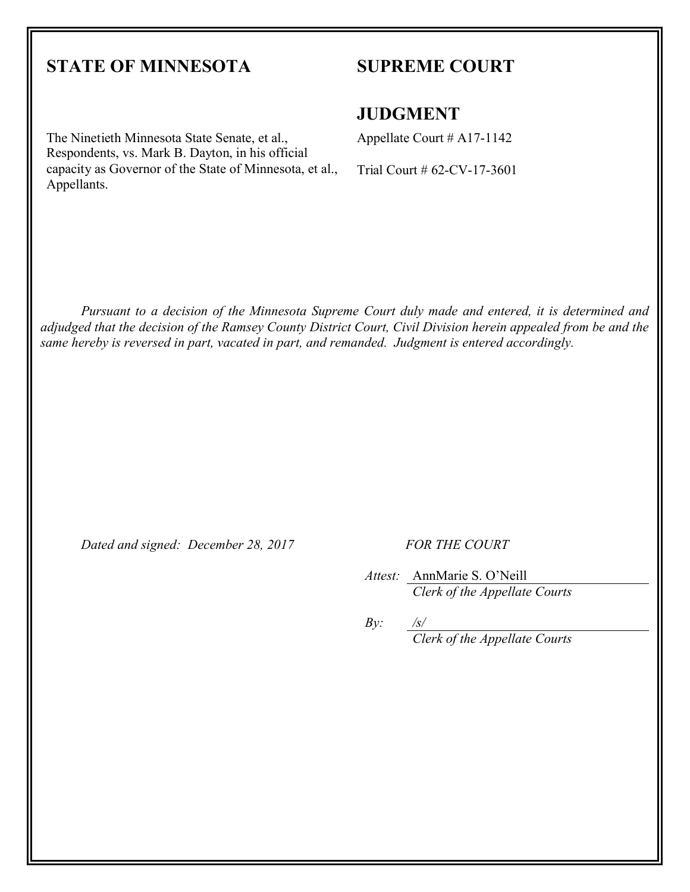**STATE OF MINNESOTA**

**SUPREME COURT**

**JUDGMENT**

The Ninetieth Minnesota State Senate, et al., Respondents, vs. Mark B. Dayton, in his official capacity as Governor of the State of Minnesota, et al., Appellants.

Appellate Court # A17-1142

Trial Court # 62-CV-17-3601

*Pursuant to a decision of the Minnesota Supreme Court duly made and entered, it is determined and adjudged that the decision of the Ramsey County District Court, Civil Division herein appealed from be and the same hereby is reversed in part, vacated in part, and remanded. Judgment is entered accordingly.*

*Dated and signed: December 28, 2017*

*FOR THE COURT*

*Attest:* AnnMarie S. O'Neill
*Clerk of the Appellate Courts*

*By:* /s/
*Clerk of the Appellate Courts*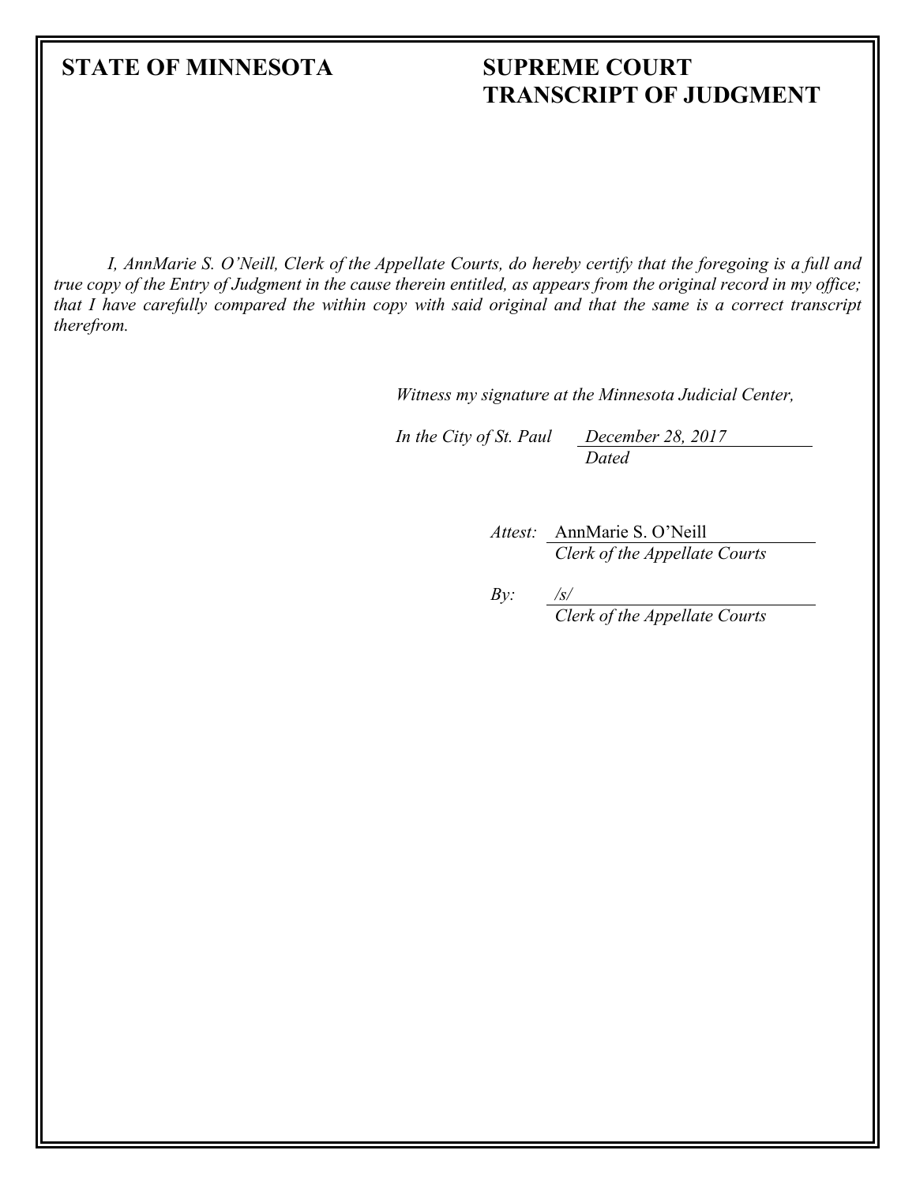**STATE OF MINNESOTA**

**SUPREME COURT**
**TRANSCRIPT OF JUDGMENT**

*I, AnnMarie S. O'Neill, Clerk of the Appellate Courts, do hereby certify that the foregoing is a full and true copy of the Entry of Judgment in the cause therein entitled, as appears from the original record in my office; that I have carefully compared the within copy with said original and that the same is a correct transcript therefrom.*

*Witness my signature at the Minnesota Judicial Center,*

*In the City of St. Paul* *December 28, 2017*
*Dated*

*Attest:* AnnMarie S. O'Neill
*Clerk of the Appellate Courts*

*By:* */s/*
*Clerk of the Appellate Courts*